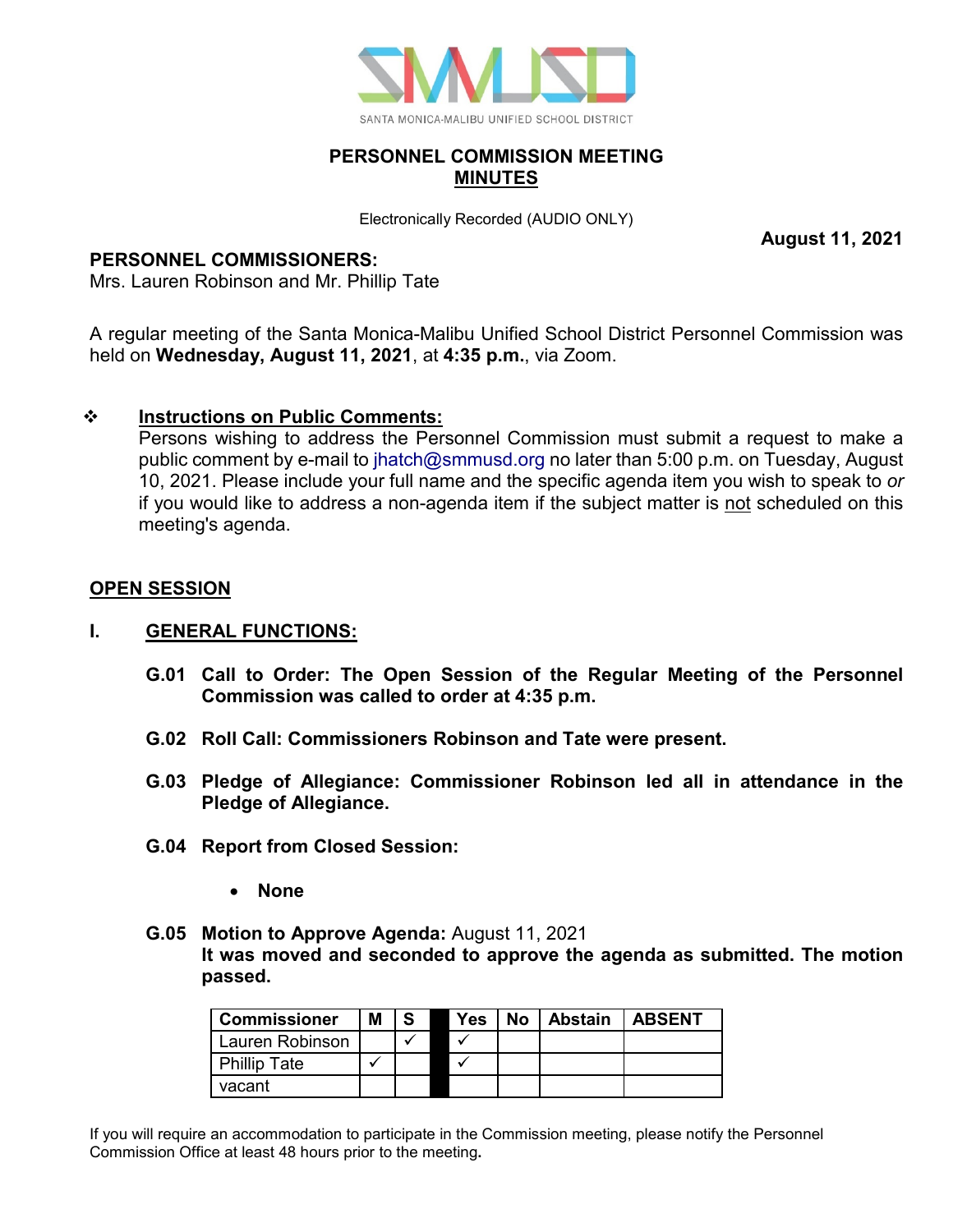SANTA MONICA-MALIBU UNIFIED SCHOOL DISTRICT

# PERSONNEL COMMISSION MEETING

## MINUTES

Electronically Recorded (AUDIO ONLY)

**August 11, 2021**

**PERSONNEL COMMISSIONERS:**
Mrs. Lauren Robinson and Mr. Phillip Tate

A regular meeting of the Santa Monica-Malibu Unified School District Personnel Commission was held on **Wednesday, August 11, 2021**, at **4:35 p.m.**, via Zoom.

❖ **Instructions on Public Comments:**
Persons wishing to address the Personnel Commission must submit a request to make a public comment by e-mail to jhatch@smmusd.org no later than 5:00 p.m. on Tuesday, August 10, 2021. Please include your full name and the specific agenda item you wish to speak to *or* if you would like to address a non-agenda item if the subject matter is not scheduled on this meeting's agenda.

## OPEN SESSION

### I. GENERAL FUNCTIONS:

**G.01 Call to Order: The Open Session of the Regular Meeting of the Personnel Commission was called to order at 4:35 p.m.**

**G.02 Roll Call: Commissioners Robinson and Tate were present.**

**G.03 Pledge of Allegiance: Commissioner Robinson led all in attendance in the Pledge of Allegiance.**

**G.04 Report from Closed Session:**

- **None**

**G.05 Motion to Approve Agenda:** August 11, 2021
**It was moved and seconded to approve the agenda as submitted. The motion passed.**

| Commissioner | M | S | | Yes | No | Abstain | ABSENT |
|---|---|---|---|---|---|---|---|
| Lauren Robinson | | ✓ | | ✓ | | | |
| Phillip Tate | ✓ | | | ✓ | | | |
| vacant | | | | | | | |

If you will require an accommodation to participate in the Commission meeting, please notify the Personnel Commission Office at least 48 hours prior to the meeting.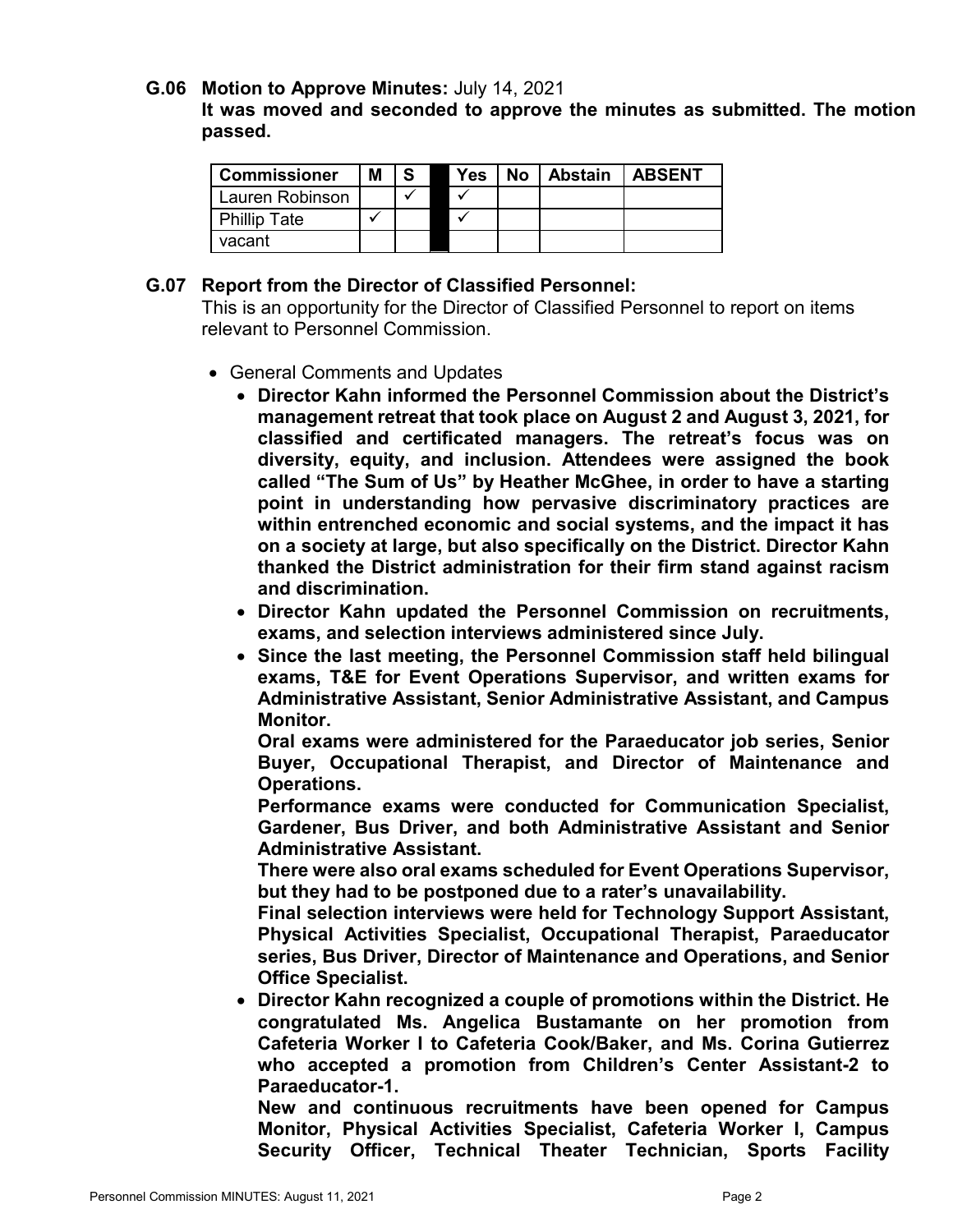**G.06 Motion to Approve Minutes:** July 14, 2021

**It was moved and seconded to approve the minutes as submitted. The motion passed.**

| Commissioner | M | S | | Yes | No | Abstain | ABSENT |
|---|---|---|---|---|---|---|---|
| Lauren Robinson | | ✓ | | ✓ | | | |
| Phillip Tate | ✓ | | | ✓ | | | |
| vacant | | | | | | | |

**G.07 Report from the Director of Classified Personnel:**

This is an opportunity for the Director of Classified Personnel to report on items relevant to Personnel Commission.

- General Comments and Updates
  - **Director Kahn informed the Personnel Commission about the District's management retreat that took place on August 2 and August 3, 2021, for classified and certificated managers. The retreat's focus was on diversity, equity, and inclusion. Attendees were assigned the book called "The Sum of Us" by Heather McGhee, in order to have a starting point in understanding how pervasive discriminatory practices are within entrenched economic and social systems, and the impact it has on a society at large, but also specifically on the District. Director Kahn thanked the District administration for their firm stand against racism and discrimination.**
  - **Director Kahn updated the Personnel Commission on recruitments, exams, and selection interviews administered since July.**
  - **Since the last meeting, the Personnel Commission staff held bilingual exams, T&E for Event Operations Supervisor, and written exams for Administrative Assistant, Senior Administrative Assistant, and Campus Monitor.**

    **Oral exams were administered for the Paraeducator job series, Senior Buyer, Occupational Therapist, and Director of Maintenance and Operations.**

    **Performance exams were conducted for Communication Specialist, Gardener, Bus Driver, and both Administrative Assistant and Senior Administrative Assistant.**

    **There were also oral exams scheduled for Event Operations Supervisor, but they had to be postponed due to a rater's unavailability.**

    **Final selection interviews were held for Technology Support Assistant, Physical Activities Specialist, Occupational Therapist, Paraeducator series, Bus Driver, Director of Maintenance and Operations, and Senior Office Specialist.**
  - **Director Kahn recognized a couple of promotions within the District. He congratulated Ms. Angelica Bustamante on her promotion from Cafeteria Worker I to Cafeteria Cook/Baker, and Ms. Corina Gutierrez who accepted a promotion from Children's Center Assistant-2 to Paraeducator-1.**

    **New and continuous recruitments have been opened for Campus Monitor, Physical Activities Specialist, Cafeteria Worker I, Campus Security Officer, Technical Theater Technician, Sports Facility**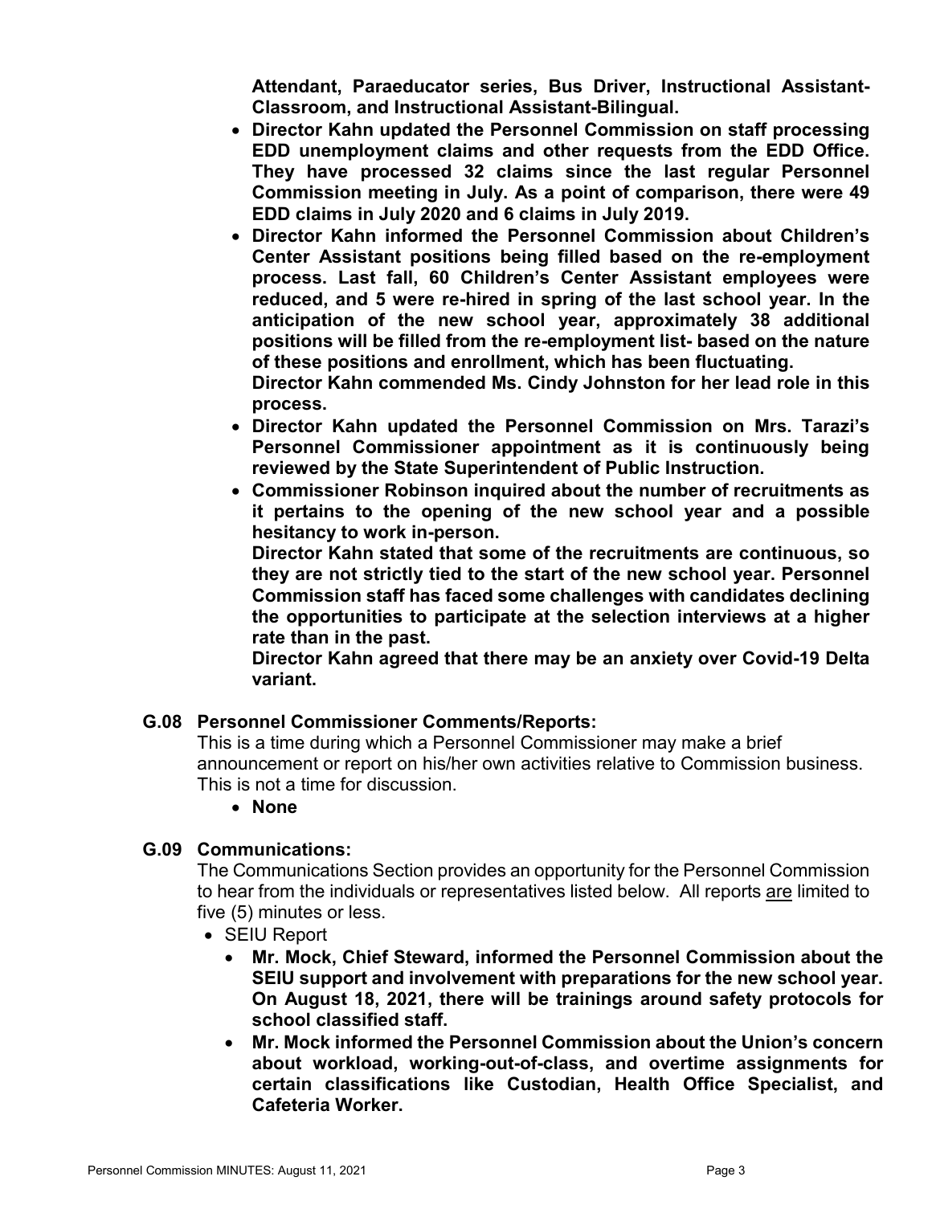**Attendant, Paraeducator series, Bus Driver, Instructional Assistant-Classroom, and Instructional Assistant-Bilingual.**

- **Director Kahn updated the Personnel Commission on staff processing EDD unemployment claims and other requests from the EDD Office. They have processed 32 claims since the last regular Personnel Commission meeting in July. As a point of comparison, there were 49 EDD claims in July 2020 and 6 claims in July 2019.**
- **Director Kahn informed the Personnel Commission about Children's Center Assistant positions being filled based on the re-employment process. Last fall, 60 Children's Center Assistant employees were reduced, and 5 were re-hired in spring of the last school year. In the anticipation of the new school year, approximately 38 additional positions will be filled from the re-employment list- based on the nature of these positions and enrollment, which has been fluctuating.**
  **Director Kahn commended Ms. Cindy Johnston for her lead role in this process.**
- **Director Kahn updated the Personnel Commission on Mrs. Tarazi's Personnel Commissioner appointment as it is continuously being reviewed by the State Superintendent of Public Instruction.**
- **Commissioner Robinson inquired about the number of recruitments as it pertains to the opening of the new school year and a possible hesitancy to work in-person.**
  **Director Kahn stated that some of the recruitments are continuous, so they are not strictly tied to the start of the new school year. Personnel Commission staff has faced some challenges with candidates declining the opportunities to participate at the selection interviews at a higher rate than in the past.**
  **Director Kahn agreed that there may be an anxiety over Covid-19 Delta variant.**

### G.08 Personnel Commissioner Comments/Reports:

This is a time during which a Personnel Commissioner may make a brief announcement or report on his/her own activities relative to Commission business. This is not a time for discussion.

- **None**

### G.09 Communications:

The Communications Section provides an opportunity for the Personnel Commission to hear from the individuals or representatives listed below. All reports are limited to five (5) minutes or less.

- SEIU Report
  - **Mr. Mock, Chief Steward, informed the Personnel Commission about the SEIU support and involvement with preparations for the new school year. On August 18, 2021, there will be trainings around safety protocols for school classified staff.**
  - **Mr. Mock informed the Personnel Commission about the Union's concern about workload, working-out-of-class, and overtime assignments for certain classifications like Custodian, Health Office Specialist, and Cafeteria Worker.**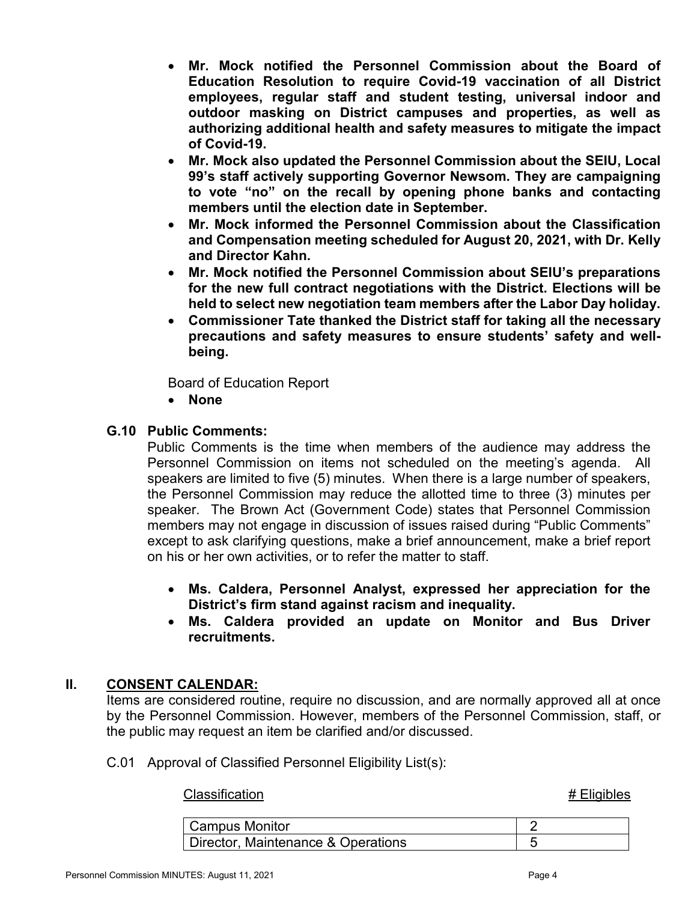- **Mr. Mock notified the Personnel Commission about the Board of Education Resolution to require Covid-19 vaccination of all District employees, regular staff and student testing, universal indoor and outdoor masking on District campuses and properties, as well as authorizing additional health and safety measures to mitigate the impact of Covid-19.**
- **Mr. Mock also updated the Personnel Commission about the SEIU, Local 99's staff actively supporting Governor Newsom. They are campaigning to vote "no" on the recall by opening phone banks and contacting members until the election date in September.**
- **Mr. Mock informed the Personnel Commission about the Classification and Compensation meeting scheduled for August 20, 2021, with Dr. Kelly and Director Kahn.**
- **Mr. Mock notified the Personnel Commission about SEIU's preparations for the new full contract negotiations with the District. Elections will be held to select new negotiation team members after the Labor Day holiday.**
- **Commissioner Tate thanked the District staff for taking all the necessary precautions and safety measures to ensure students' safety and well-being.**

Board of Education Report

- **None**

### G.10 Public Comments:

Public Comments is the time when members of the audience may address the Personnel Commission on items not scheduled on the meeting's agenda. All speakers are limited to five (5) minutes. When there is a large number of speakers, the Personnel Commission may reduce the allotted time to three (3) minutes per speaker. The Brown Act (Government Code) states that Personnel Commission members may not engage in discussion of issues raised during "Public Comments" except to ask clarifying questions, make a brief announcement, make a brief report on his or her own activities, or to refer the matter to staff.

- **Ms. Caldera, Personnel Analyst, expressed her appreciation for the District's firm stand against racism and inequality.**
- **Ms. Caldera provided an update on Monitor and Bus Driver recruitments.**

## II. CONSENT CALENDAR:

Items are considered routine, require no discussion, and are normally approved all at once by the Personnel Commission. However, members of the Personnel Commission, staff, or the public may request an item be clarified and/or discussed.

C.01 Approval of Classified Personnel Eligibility List(s):

| Classification | # Eligibles |
|---|---|
| Campus Monitor | 2 |
| Director, Maintenance & Operations | 5 |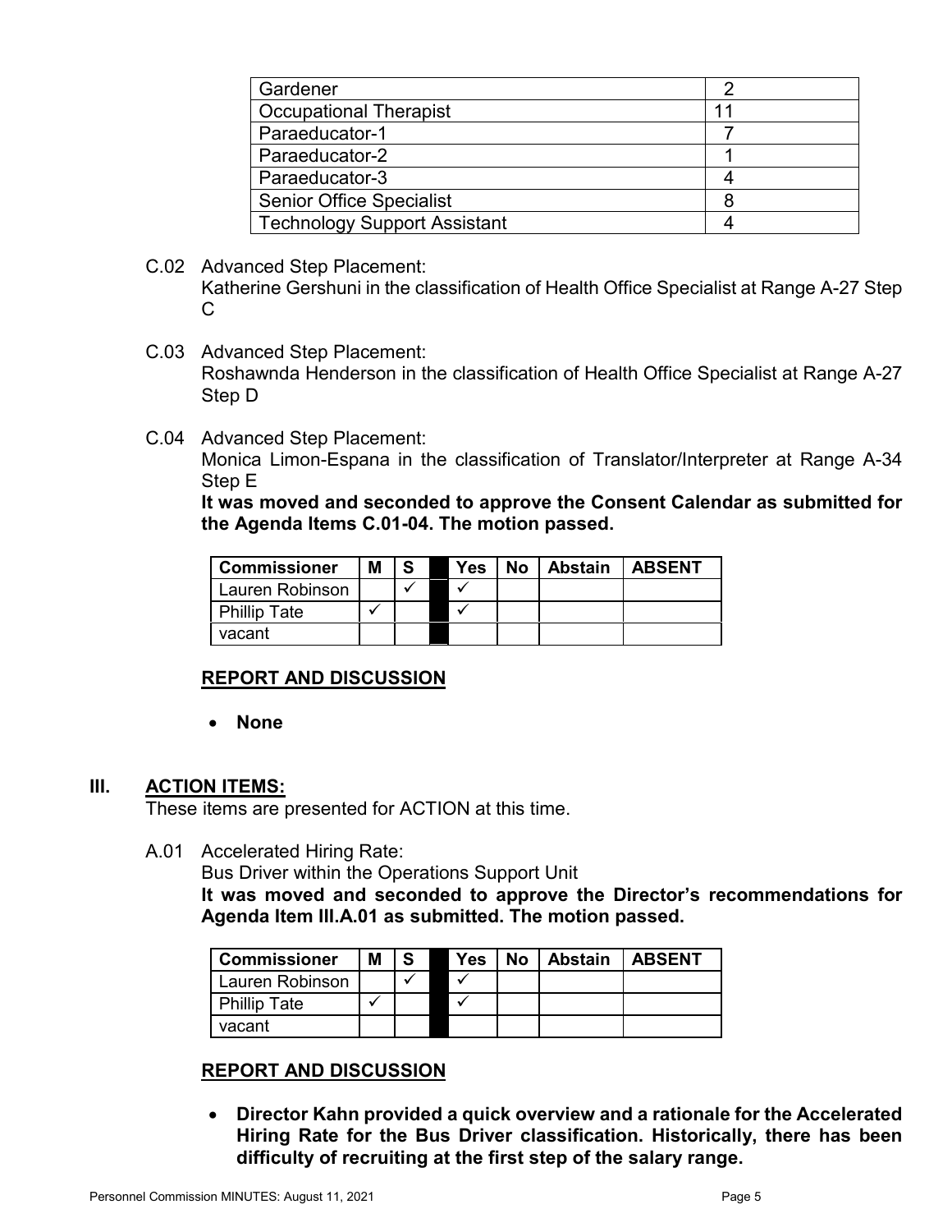| Gardener | 2 |
|---|---|
| Occupational Therapist | 11 |
| Paraeducator-1 | 7 |
| Paraeducator-2 | 1 |
| Paraeducator-3 | 4 |
| Senior Office Specialist | 8 |
| Technology Support Assistant | 4 |

C.02 Advanced Step Placement:
Katherine Gershuni in the classification of Health Office Specialist at Range A-27 Step C

C.03 Advanced Step Placement:
Roshawnda Henderson in the classification of Health Office Specialist at Range A-27 Step D

C.04 Advanced Step Placement:
Monica Limon-Espana in the classification of Translator/Interpreter at Range A-34 Step E

**It was moved and seconded to approve the Consent Calendar as submitted for the Agenda Items C.01-04. The motion passed.**

| Commissioner | M | S | | Yes | No | Abstain | ABSENT |
|---|---|---|---|---|---|---|---|
| Lauren Robinson | | ✓ | | ✓ | | | |
| Phillip Tate | ✓ | | | ✓ | | | |
| vacant | | | | | | | |

**REPORT AND DISCUSSION**

- **None**

## III. ACTION ITEMS:

These items are presented for ACTION at this time.

A.01 Accelerated Hiring Rate:
Bus Driver within the Operations Support Unit

**It was moved and seconded to approve the Director's recommendations for Agenda Item III.A.01 as submitted. The motion passed.**

| Commissioner | M | S | | Yes | No | Abstain | ABSENT |
|---|---|---|---|---|---|---|---|
| Lauren Robinson | | ✓ | | ✓ | | | |
| Phillip Tate | ✓ | | | ✓ | | | |
| vacant | | | | | | | |

**REPORT AND DISCUSSION**

- **Director Kahn provided a quick overview and a rationale for the Accelerated Hiring Rate for the Bus Driver classification. Historically, there has been difficulty of recruiting at the first step of the salary range.**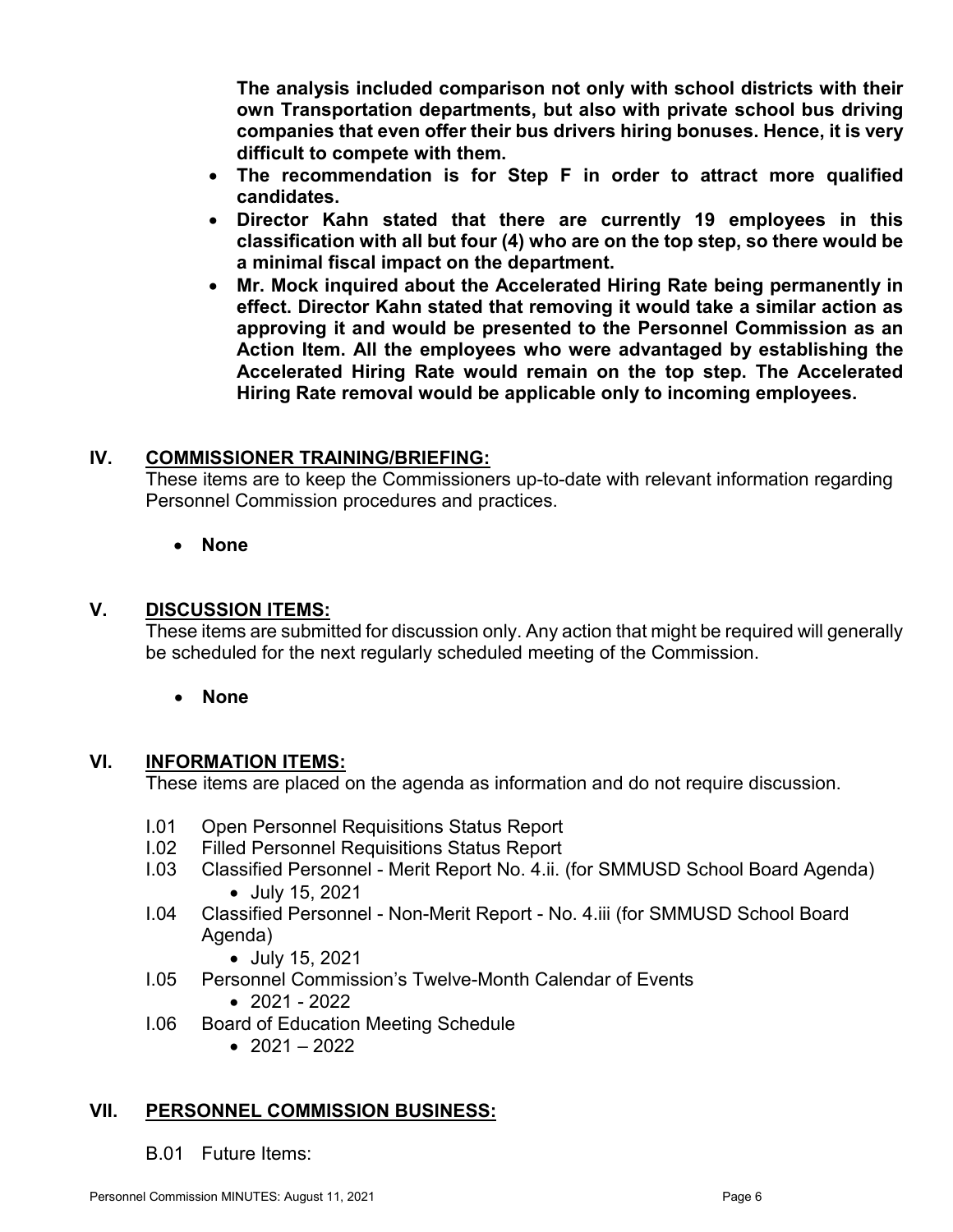**The analysis included comparison not only with school districts with their own Transportation departments, but also with private school bus driving companies that even offer their bus drivers hiring bonuses. Hence, it is very difficult to compete with them.**

- **The recommendation is for Step F in order to attract more qualified candidates.**
- **Director Kahn stated that there are currently 19 employees in this classification with all but four (4) who are on the top step, so there would be a minimal fiscal impact on the department.**
- **Mr. Mock inquired about the Accelerated Hiring Rate being permanently in effect. Director Kahn stated that removing it would take a similar action as approving it and would be presented to the Personnel Commission as an Action Item. All the employees who were advantaged by establishing the Accelerated Hiring Rate would remain on the top step. The Accelerated Hiring Rate removal would be applicable only to incoming employees.**

## IV. COMMISSIONER TRAINING/BRIEFING:

These items are to keep the Commissioners up-to-date with relevant information regarding Personnel Commission procedures and practices.

- **None**

## V. DISCUSSION ITEMS:

These items are submitted for discussion only. Any action that might be required will generally be scheduled for the next regularly scheduled meeting of the Commission.

- **None**

## VI. INFORMATION ITEMS:

These items are placed on the agenda as information and do not require discussion.

I.01 Open Personnel Requisitions Status Report

I.02 Filled Personnel Requisitions Status Report

I.03 Classified Personnel - Merit Report No. 4.ii. (for SMMUSD School Board Agenda)
- July 15, 2021

I.04 Classified Personnel - Non-Merit Report - No. 4.iii (for SMMUSD School Board Agenda)
- July 15, 2021

I.05 Personnel Commission's Twelve-Month Calendar of Events
- 2021 - 2022

I.06 Board of Education Meeting Schedule
- 2021 – 2022

## VII. PERSONNEL COMMISSION BUSINESS:

B.01 Future Items: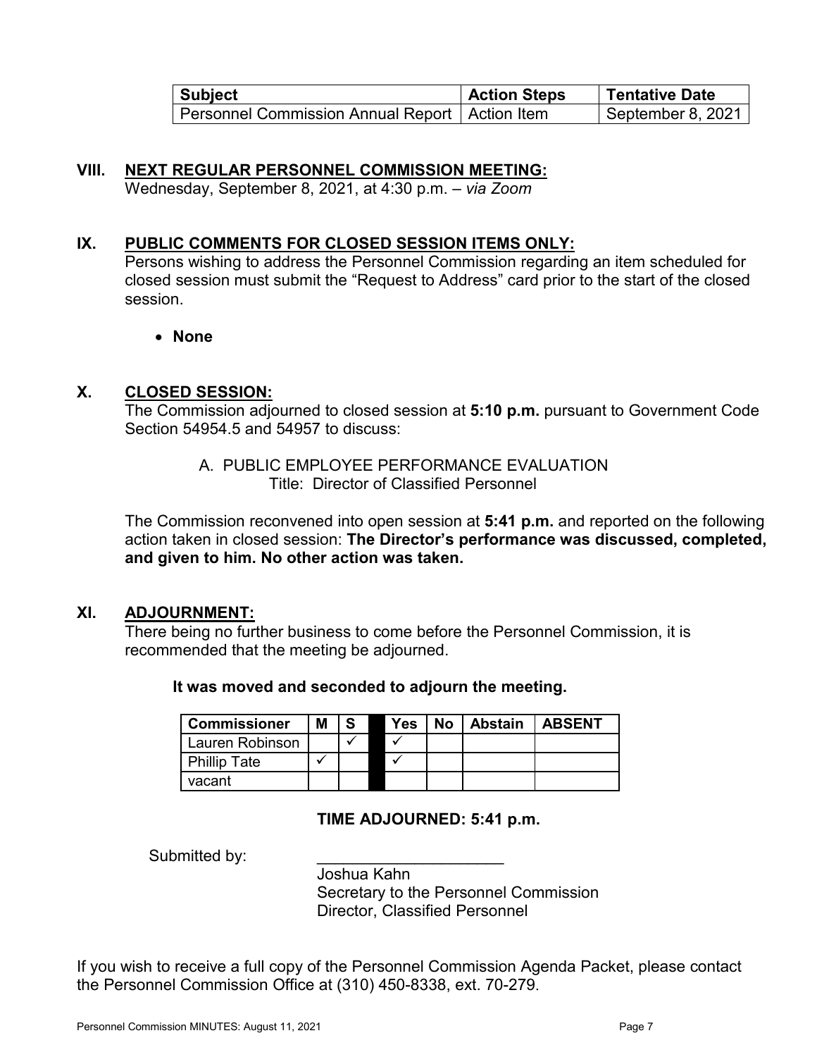| Subject | Action Steps | Tentative Date |
|---|---|---|
| Personnel Commission Annual Report | Action Item | September 8, 2021 |

## VIII. NEXT REGULAR PERSONNEL COMMISSION MEETING:

Wednesday, September 8, 2021, at 4:30 p.m. – *via Zoom*

## IX. PUBLIC COMMENTS FOR CLOSED SESSION ITEMS ONLY:

Persons wishing to address the Personnel Commission regarding an item scheduled for closed session must submit the "Request to Address" card prior to the start of the closed session.

- **None**

## X. CLOSED SESSION:

The Commission adjourned to closed session at **5:10 p.m.** pursuant to Government Code Section 54954.5 and 54957 to discuss:

A. PUBLIC EMPLOYEE PERFORMANCE EVALUATION
Title: Director of Classified Personnel

The Commission reconvened into open session at **5:41 p.m.** and reported on the following action taken in closed session: **The Director's performance was discussed, completed, and given to him. No other action was taken.**

## XI. ADJOURNMENT:

There being no further business to come before the Personnel Commission, it is recommended that the meeting be adjourned.

**It was moved and seconded to adjourn the meeting.**

| Commissioner | M | S | | Yes | No | Abstain | ABSENT |
|---|---|---|---|---|---|---|---|
| Lauren Robinson | | ✓ | | ✓ | | | |
| Phillip Tate | ✓ | | | ✓ | | | |
| vacant | | | | | | | |

**TIME ADJOURNED: 5:41 p.m.**

Submitted by: ______________________

Joshua Kahn
Secretary to the Personnel Commission
Director, Classified Personnel

If you wish to receive a full copy of the Personnel Commission Agenda Packet, please contact the Personnel Commission Office at (310) 450-8338, ext. 70-279.